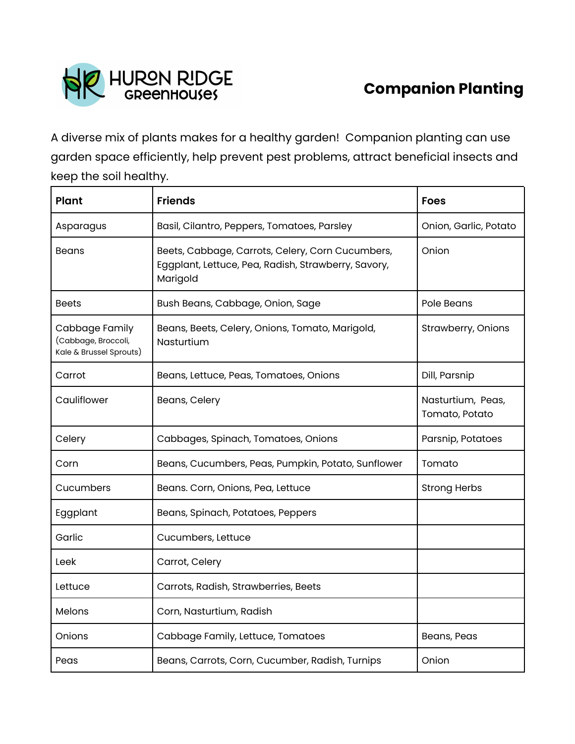HURON RIDGE GREENHOUSES

# Companion Planting

A diverse mix of plants makes for a healthy garden! Companion planting can use garden space efficiently, help prevent pest problems, attract beneficial insects and keep the soil healthy.

| Plant | Friends | Foes |
|---|---|---|
| Asparagus | Basil, Cilantro, Peppers, Tomatoes, Parsley | Onion, Garlic, Potato |
| Beans | Beets, Cabbage, Carrots, Celery, Corn Cucumbers, Eggplant, Lettuce, Pea, Radish, Strawberry, Savory, Marigold | Onion |
| Beets | Bush Beans, Cabbage, Onion, Sage | Pole Beans |
| Cabbage Family (Cabbage, Broccoli, Kale & Brussel Sprouts) | Beans, Beets, Celery, Onions, Tomato, Marigold, Nasturtium | Strawberry, Onions |
| Carrot | Beans, Lettuce, Peas, Tomatoes, Onions | Dill, Parsnip |
| Cauliflower | Beans, Celery | Nasturtium, Peas, Tomato, Potato |
| Celery | Cabbages, Spinach, Tomatoes, Onions | Parsnip, Potatoes |
| Corn | Beans, Cucumbers, Peas, Pumpkin, Potato, Sunflower | Tomato |
| Cucumbers | Beans. Corn, Onions, Pea, Lettuce | Strong Herbs |
| Eggplant | Beans, Spinach, Potatoes, Peppers | |
| Garlic | Cucumbers, Lettuce | |
| Leek | Carrot, Celery | |
| Lettuce | Carrots, Radish, Strawberries, Beets | |
| Melons | Corn, Nasturtium, Radish | |
| Onions | Cabbage Family, Lettuce, Tomatoes | Beans, Peas |
| Peas | Beans, Carrots, Corn, Cucumber, Radish, Turnips | Onion |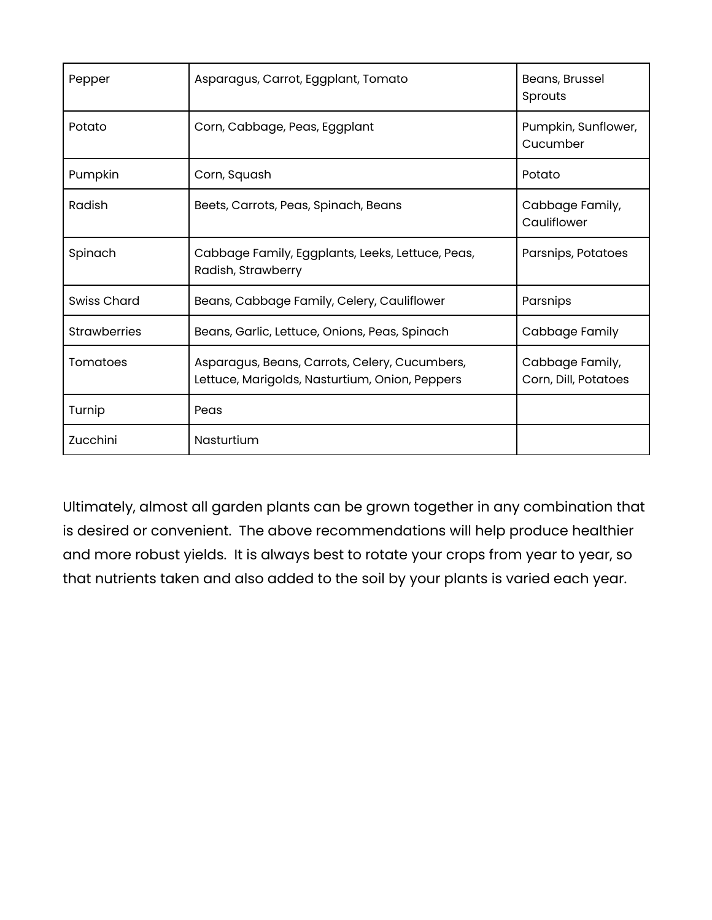| | | |
|---|---|---|
| Pepper | Asparagus, Carrot, Eggplant, Tomato | Beans, Brussel Sprouts |
| Potato | Corn, Cabbage, Peas, Eggplant | Pumpkin, Sunflower, Cucumber |
| Pumpkin | Corn, Squash | Potato |
| Radish | Beets, Carrots, Peas, Spinach, Beans | Cabbage Family, Cauliflower |
| Spinach | Cabbage Family, Eggplants, Leeks, Lettuce, Peas, Radish, Strawberry | Parsnips, Potatoes |
| Swiss Chard | Beans, Cabbage Family, Celery, Cauliflower | Parsnips |
| Strawberries | Beans, Garlic, Lettuce, Onions, Peas, Spinach | Cabbage Family |
| Tomatoes | Asparagus, Beans, Carrots, Celery, Cucumbers, Lettuce, Marigolds, Nasturtium, Onion, Peppers | Cabbage Family, Corn, Dill, Potatoes |
| Turnip | Peas | |
| Zucchini | Nasturtium | |

Ultimately, almost all garden plants can be grown together in any combination that is desired or convenient. The above recommendations will help produce healthier and more robust yields. It is always best to rotate your crops from year to year, so that nutrients taken and also added to the soil by your plants is varied each year.